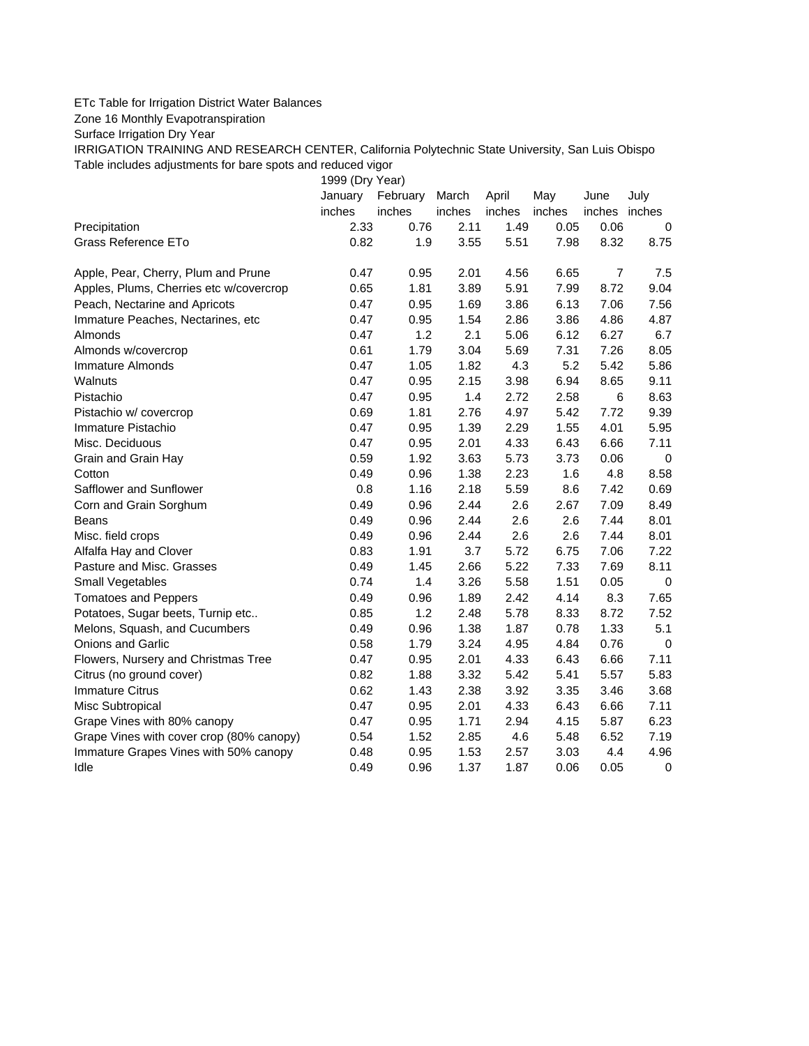ETc Table for Irrigation District Water Balances

Zone 16 Monthly Evapotranspiration

Surface Irrigation Dry Year

IRRIGATION TRAINING AND RESEARCH CENTER, California Polytechnic State University, San Luis Obispo

Table includes adjustments for bare spots and reduced vigor

| | 1999 (Dry Year) | | | | | | |
|---|---|---|---|---|---|---|---|
| | January | February | March | April | May | June | July |
| | inches | inches | inches | inches | inches | inches | inches |
| Precipitation | 2.33 | 0.76 | 2.11 | 1.49 | 0.05 | 0.06 | 0 |
| Grass Reference ETo | 0.82 | 1.9 | 3.55 | 5.51 | 7.98 | 8.32 | 8.75 |
| | | | | | | | |
| Apple, Pear, Cherry, Plum and Prune | 0.47 | 0.95 | 2.01 | 4.56 | 6.65 | 7 | 7.5 |
| Apples, Plums, Cherries etc w/covercrop | 0.65 | 1.81 | 3.89 | 5.91 | 7.99 | 8.72 | 9.04 |
| Peach, Nectarine and Apricots | 0.47 | 0.95 | 1.69 | 3.86 | 6.13 | 7.06 | 7.56 |
| Immature Peaches, Nectarines, etc | 0.47 | 0.95 | 1.54 | 2.86 | 3.86 | 4.86 | 4.87 |
| Almonds | 0.47 | 1.2 | 2.1 | 5.06 | 6.12 | 6.27 | 6.7 |
| Almonds w/covercrop | 0.61 | 1.79 | 3.04 | 5.69 | 7.31 | 7.26 | 8.05 |
| Immature Almonds | 0.47 | 1.05 | 1.82 | 4.3 | 5.2 | 5.42 | 5.86 |
| Walnuts | 0.47 | 0.95 | 2.15 | 3.98 | 6.94 | 8.65 | 9.11 |
| Pistachio | 0.47 | 0.95 | 1.4 | 2.72 | 2.58 | 6 | 8.63 |
| Pistachio w/ covercrop | 0.69 | 1.81 | 2.76 | 4.97 | 5.42 | 7.72 | 9.39 |
| Immature Pistachio | 0.47 | 0.95 | 1.39 | 2.29 | 1.55 | 4.01 | 5.95 |
| Misc. Deciduous | 0.47 | 0.95 | 2.01 | 4.33 | 6.43 | 6.66 | 7.11 |
| Grain and Grain Hay | 0.59 | 1.92 | 3.63 | 5.73 | 3.73 | 0.06 | 0 |
| Cotton | 0.49 | 0.96 | 1.38 | 2.23 | 1.6 | 4.8 | 8.58 |
| Safflower and Sunflower | 0.8 | 1.16 | 2.18 | 5.59 | 8.6 | 7.42 | 0.69 |
| Corn and Grain Sorghum | 0.49 | 0.96 | 2.44 | 2.6 | 2.67 | 7.09 | 8.49 |
| Beans | 0.49 | 0.96 | 2.44 | 2.6 | 2.6 | 7.44 | 8.01 |
| Misc. field crops | 0.49 | 0.96 | 2.44 | 2.6 | 2.6 | 7.44 | 8.01 |
| Alfalfa Hay and Clover | 0.83 | 1.91 | 3.7 | 5.72 | 6.75 | 7.06 | 7.22 |
| Pasture and Misc. Grasses | 0.49 | 1.45 | 2.66 | 5.22 | 7.33 | 7.69 | 8.11 |
| Small Vegetables | 0.74 | 1.4 | 3.26 | 5.58 | 1.51 | 0.05 | 0 |
| Tomatoes and Peppers | 0.49 | 0.96 | 1.89 | 2.42 | 4.14 | 8.3 | 7.65 |
| Potatoes, Sugar beets, Turnip etc.. | 0.85 | 1.2 | 2.48 | 5.78 | 8.33 | 8.72 | 7.52 |
| Melons, Squash, and Cucumbers | 0.49 | 0.96 | 1.38 | 1.87 | 0.78 | 1.33 | 5.1 |
| Onions and Garlic | 0.58 | 1.79 | 3.24 | 4.95 | 4.84 | 0.76 | 0 |
| Flowers, Nursery and Christmas Tree | 0.47 | 0.95 | 2.01 | 4.33 | 6.43 | 6.66 | 7.11 |
| Citrus (no ground cover) | 0.82 | 1.88 | 3.32 | 5.42 | 5.41 | 5.57 | 5.83 |
| Immature Citrus | 0.62 | 1.43 | 2.38 | 3.92 | 3.35 | 3.46 | 3.68 |
| Misc Subtropical | 0.47 | 0.95 | 2.01 | 4.33 | 6.43 | 6.66 | 7.11 |
| Grape Vines with 80% canopy | 0.47 | 0.95 | 1.71 | 2.94 | 4.15 | 5.87 | 6.23 |
| Grape Vines with cover crop (80% canopy) | 0.54 | 1.52 | 2.85 | 4.6 | 5.48 | 6.52 | 7.19 |
| Immature Grapes Vines with 50% canopy | 0.48 | 0.95 | 1.53 | 2.57 | 3.03 | 4.4 | 4.96 |
| Idle | 0.49 | 0.96 | 1.37 | 1.87 | 0.06 | 0.05 | 0 |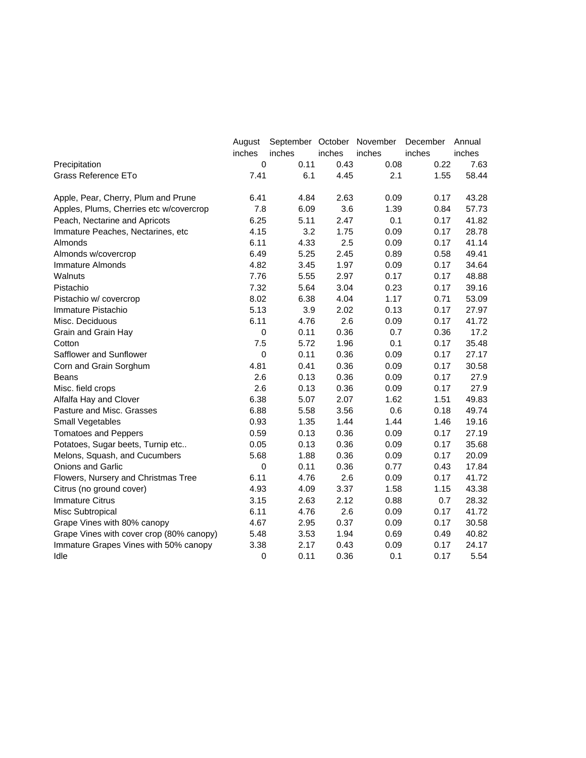| | August inches | September inches | October inches | November inches | December inches | Annual inches |
|---|---|---|---|---|---|---|
| Precipitation | 0 | 0.11 | 0.43 | 0.08 | 0.22 | 7.63 |
| Grass Reference ETo | 7.41 | 6.1 | 4.45 | 2.1 | 1.55 | 58.44 |
| | | | | | | |
| Apple, Pear, Cherry, Plum and Prune | 6.41 | 4.84 | 2.63 | 0.09 | 0.17 | 43.28 |
| Apples, Plums, Cherries etc w/covercrop | 7.8 | 6.09 | 3.6 | 1.39 | 0.84 | 57.73 |
| Peach, Nectarine and Apricots | 6.25 | 5.11 | 2.47 | 0.1 | 0.17 | 41.82 |
| Immature Peaches, Nectarines, etc | 4.15 | 3.2 | 1.75 | 0.09 | 0.17 | 28.78 |
| Almonds | 6.11 | 4.33 | 2.5 | 0.09 | 0.17 | 41.14 |
| Almonds w/covercrop | 6.49 | 5.25 | 2.45 | 0.89 | 0.58 | 49.41 |
| Immature Almonds | 4.82 | 3.45 | 1.97 | 0.09 | 0.17 | 34.64 |
| Walnuts | 7.76 | 5.55 | 2.97 | 0.17 | 0.17 | 48.88 |
| Pistachio | 7.32 | 5.64 | 3.04 | 0.23 | 0.17 | 39.16 |
| Pistachio w/ covercrop | 8.02 | 6.38 | 4.04 | 1.17 | 0.71 | 53.09 |
| Immature Pistachio | 5.13 | 3.9 | 2.02 | 0.13 | 0.17 | 27.97 |
| Misc. Deciduous | 6.11 | 4.76 | 2.6 | 0.09 | 0.17 | 41.72 |
| Grain and Grain Hay | 0 | 0.11 | 0.36 | 0.7 | 0.36 | 17.2 |
| Cotton | 7.5 | 5.72 | 1.96 | 0.1 | 0.17 | 35.48 |
| Safflower and Sunflower | 0 | 0.11 | 0.36 | 0.09 | 0.17 | 27.17 |
| Corn and Grain Sorghum | 4.81 | 0.41 | 0.36 | 0.09 | 0.17 | 30.58 |
| Beans | 2.6 | 0.13 | 0.36 | 0.09 | 0.17 | 27.9 |
| Misc. field crops | 2.6 | 0.13 | 0.36 | 0.09 | 0.17 | 27.9 |
| Alfalfa Hay and Clover | 6.38 | 5.07 | 2.07 | 1.62 | 1.51 | 49.83 |
| Pasture and Misc. Grasses | 6.88 | 5.58 | 3.56 | 0.6 | 0.18 | 49.74 |
| Small Vegetables | 0.93 | 1.35 | 1.44 | 1.44 | 1.46 | 19.16 |
| Tomatoes and Peppers | 0.59 | 0.13 | 0.36 | 0.09 | 0.17 | 27.19 |
| Potatoes, Sugar beets, Turnip etc.. | 0.05 | 0.13 | 0.36 | 0.09 | 0.17 | 35.68 |
| Melons, Squash, and Cucumbers | 5.68 | 1.88 | 0.36 | 0.09 | 0.17 | 20.09 |
| Onions and Garlic | 0 | 0.11 | 0.36 | 0.77 | 0.43 | 17.84 |
| Flowers, Nursery and Christmas Tree | 6.11 | 4.76 | 2.6 | 0.09 | 0.17 | 41.72 |
| Citrus (no ground cover) | 4.93 | 4.09 | 3.37 | 1.58 | 1.15 | 43.38 |
| Immature Citrus | 3.15 | 2.63 | 2.12 | 0.88 | 0.7 | 28.32 |
| Misc Subtropical | 6.11 | 4.76 | 2.6 | 0.09 | 0.17 | 41.72 |
| Grape Vines with 80% canopy | 4.67 | 2.95 | 0.37 | 0.09 | 0.17 | 30.58 |
| Grape Vines with cover crop (80% canopy) | 5.48 | 3.53 | 1.94 | 0.69 | 0.49 | 40.82 |
| Immature Grapes Vines with 50% canopy | 3.38 | 2.17 | 0.43 | 0.09 | 0.17 | 24.17 |
| Idle | 0 | 0.11 | 0.36 | 0.1 | 0.17 | 5.54 |